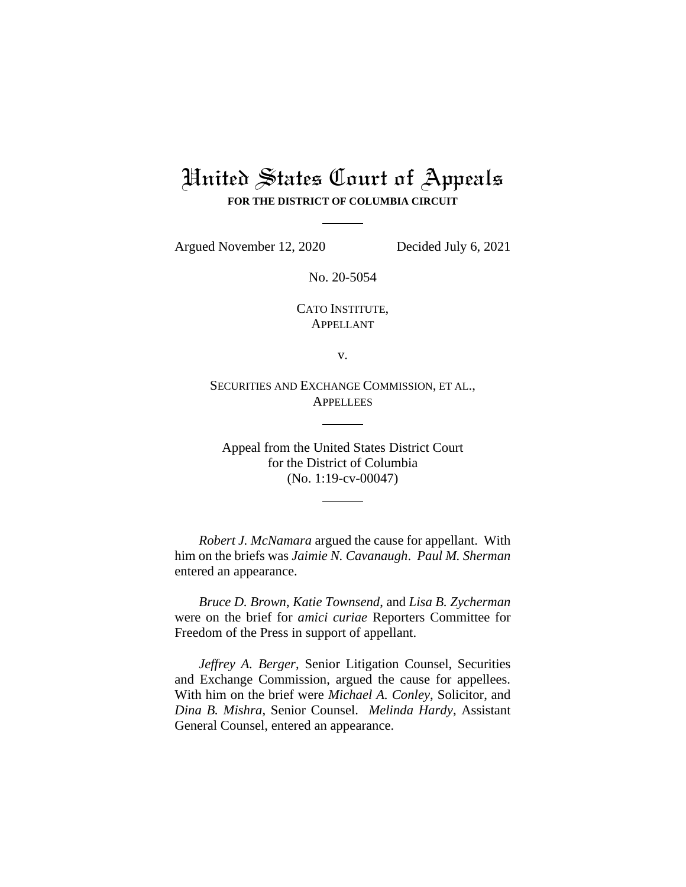# United States Court of Appeals

**FOR THE DISTRICT OF COLUMBIA CIRCUIT**

---

Argued November 12, 2020 Decided July 6, 2021

No. 20-5054

CATO INSTITUTE,
APPELLANT

v.

SECURITIES AND EXCHANGE COMMISSION, ET AL.,
APPELLEES

---

Appeal from the United States District Court
for the District of Columbia
(No. 1:19-cv-00047)

---

*Robert J. McNamara* argued the cause for appellant. With him on the briefs was *Jaimie N. Cavanaugh*. *Paul M. Sherman* entered an appearance.

*Bruce D. Brown*, *Katie Townsend*, and *Lisa B. Zycherman* were on the brief for *amici curiae* Reporters Committee for Freedom of the Press in support of appellant.

*Jeffrey A. Berger*, Senior Litigation Counsel, Securities and Exchange Commission, argued the cause for appellees. With him on the brief were *Michael A. Conley*, Solicitor, and *Dina B. Mishra*, Senior Counsel. *Melinda Hardy*, Assistant General Counsel, entered an appearance.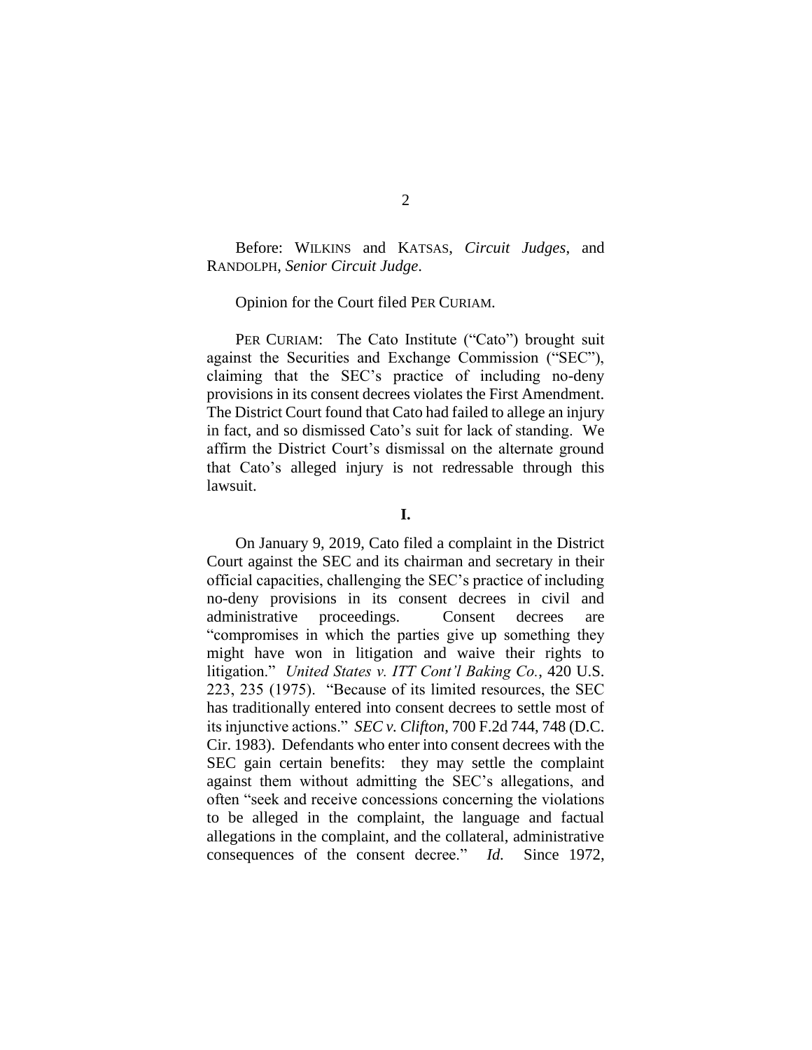Before: WILKINS and KATSAS, *Circuit Judges*, and RANDOLPH, *Senior Circuit Judge*.

Opinion for the Court filed PER CURIAM.

PER CURIAM: The Cato Institute ("Cato") brought suit against the Securities and Exchange Commission ("SEC"), claiming that the SEC's practice of including no-deny provisions in its consent decrees violates the First Amendment. The District Court found that Cato had failed to allege an injury in fact, and so dismissed Cato's suit for lack of standing. We affirm the District Court's dismissal on the alternate ground that Cato's alleged injury is not redressable through this lawsuit.

**I.**

On January 9, 2019, Cato filed a complaint in the District Court against the SEC and its chairman and secretary in their official capacities, challenging the SEC's practice of including no-deny provisions in its consent decrees in civil and administrative proceedings. Consent decrees are "compromises in which the parties give up something they might have won in litigation and waive their rights to litigation." *United States v. ITT Cont'l Baking Co.*, 420 U.S. 223, 235 (1975). "Because of its limited resources, the SEC has traditionally entered into consent decrees to settle most of its injunctive actions." *SEC v. Clifton*, 700 F.2d 744, 748 (D.C. Cir. 1983). Defendants who enter into consent decrees with the SEC gain certain benefits: they may settle the complaint against them without admitting the SEC's allegations, and often "seek and receive concessions concerning the violations to be alleged in the complaint, the language and factual allegations in the complaint, and the collateral, administrative consequences of the consent decree." *Id.* Since 1972,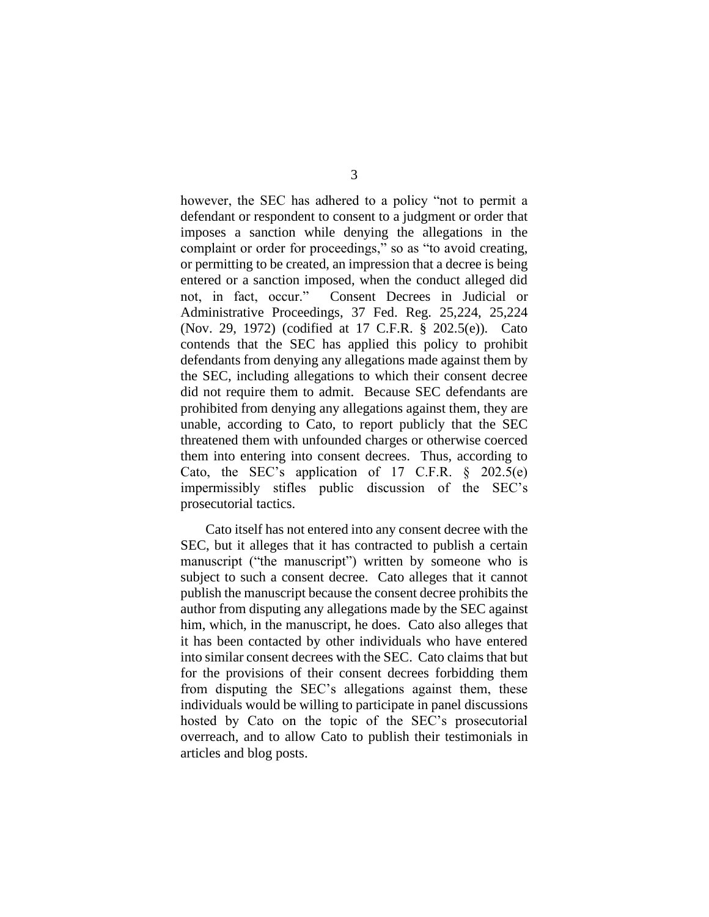however, the SEC has adhered to a policy "not to permit a defendant or respondent to consent to a judgment or order that imposes a sanction while denying the allegations in the complaint or order for proceedings," so as "to avoid creating, or permitting to be created, an impression that a decree is being entered or a sanction imposed, when the conduct alleged did not, in fact, occur." Consent Decrees in Judicial or Administrative Proceedings, 37 Fed. Reg. 25,224, 25,224 (Nov. 29, 1972) (codified at 17 C.F.R. § 202.5(e)). Cato contends that the SEC has applied this policy to prohibit defendants from denying any allegations made against them by the SEC, including allegations to which their consent decree did not require them to admit. Because SEC defendants are prohibited from denying any allegations against them, they are unable, according to Cato, to report publicly that the SEC threatened them with unfounded charges or otherwise coerced them into entering into consent decrees. Thus, according to Cato, the SEC's application of 17 C.F.R. § 202.5(e) impermissibly stifles public discussion of the SEC's prosecutorial tactics.

Cato itself has not entered into any consent decree with the SEC, but it alleges that it has contracted to publish a certain manuscript ("the manuscript") written by someone who is subject to such a consent decree. Cato alleges that it cannot publish the manuscript because the consent decree prohibits the author from disputing any allegations made by the SEC against him, which, in the manuscript, he does. Cato also alleges that it has been contacted by other individuals who have entered into similar consent decrees with the SEC. Cato claims that but for the provisions of their consent decrees forbidding them from disputing the SEC's allegations against them, these individuals would be willing to participate in panel discussions hosted by Cato on the topic of the SEC's prosecutorial overreach, and to allow Cato to publish their testimonials in articles and blog posts.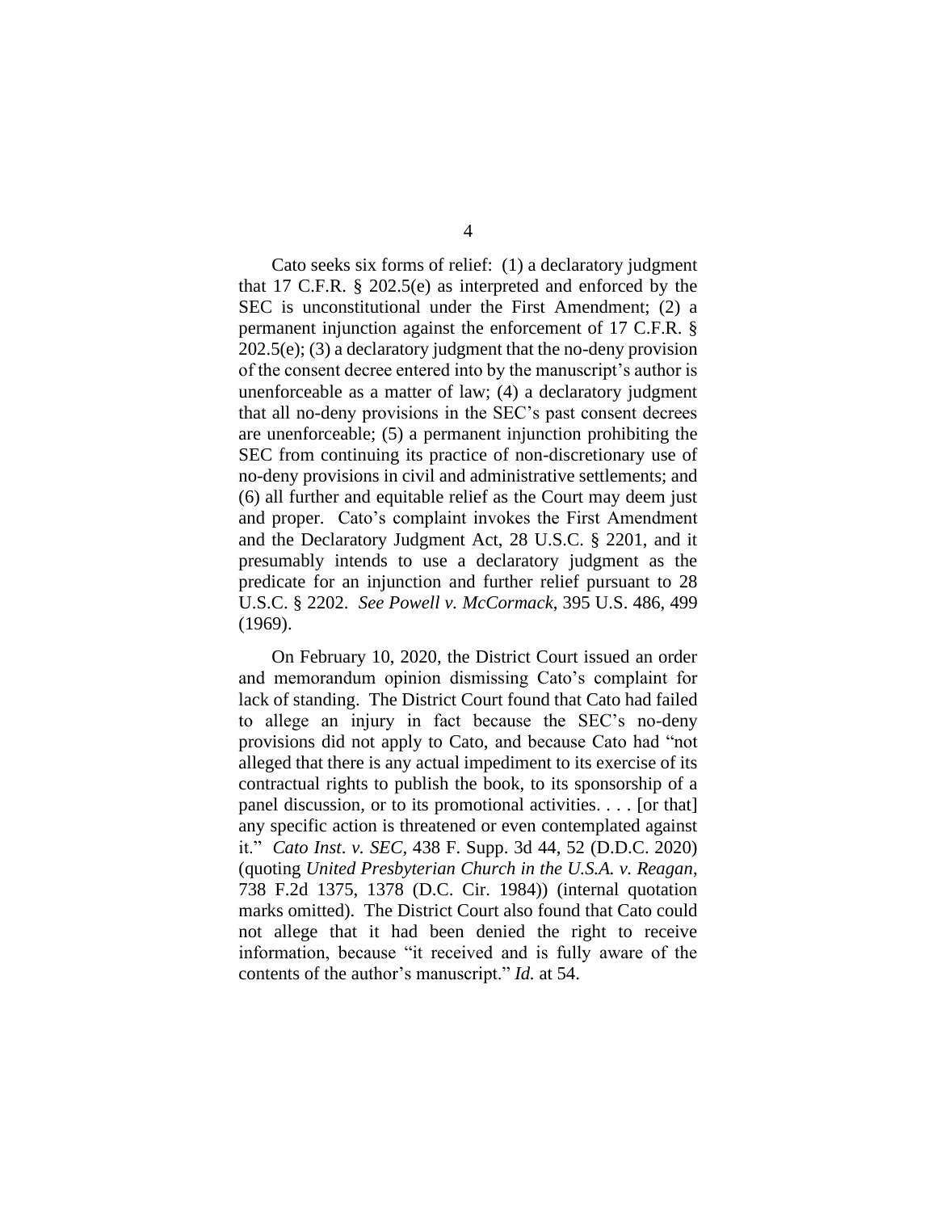Cato seeks six forms of relief: (1) a declaratory judgment that 17 C.F.R. § 202.5(e) as interpreted and enforced by the SEC is unconstitutional under the First Amendment; (2) a permanent injunction against the enforcement of 17 C.F.R. § 202.5(e); (3) a declaratory judgment that the no-deny provision of the consent decree entered into by the manuscript's author is unenforceable as a matter of law; (4) a declaratory judgment that all no-deny provisions in the SEC's past consent decrees are unenforceable; (5) a permanent injunction prohibiting the SEC from continuing its practice of non-discretionary use of no-deny provisions in civil and administrative settlements; and (6) all further and equitable relief as the Court may deem just and proper. Cato's complaint invokes the First Amendment and the Declaratory Judgment Act, 28 U.S.C. § 2201, and it presumably intends to use a declaratory judgment as the predicate for an injunction and further relief pursuant to 28 U.S.C. § 2202. *See Powell v. McCormack*, 395 U.S. 486, 499 (1969).

On February 10, 2020, the District Court issued an order and memorandum opinion dismissing Cato's complaint for lack of standing. The District Court found that Cato had failed to allege an injury in fact because the SEC's no-deny provisions did not apply to Cato, and because Cato had "not alleged that there is any actual impediment to its exercise of its contractual rights to publish the book, to its sponsorship of a panel discussion, or to its promotional activities. . . . [or that] any specific action is threatened or even contemplated against it." *Cato Inst. v. SEC*, 438 F. Supp. 3d 44, 52 (D.D.C. 2020) (quoting *United Presbyterian Church in the U.S.A. v. Reagan*, 738 F.2d 1375, 1378 (D.C. Cir. 1984)) (internal quotation marks omitted). The District Court also found that Cato could not allege that it had been denied the right to receive information, because "it received and is fully aware of the contents of the author's manuscript." *Id.* at 54.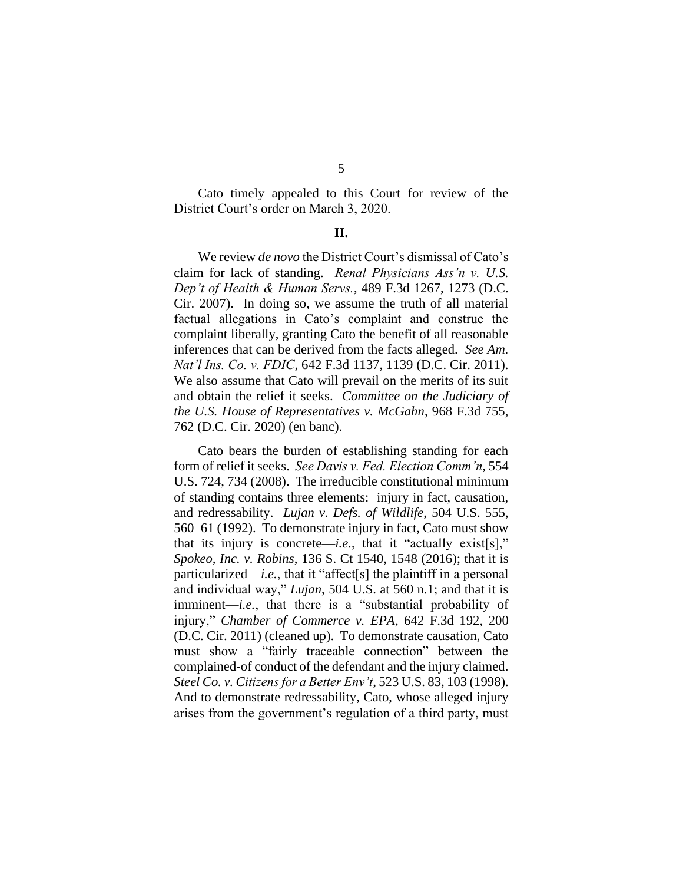Cato timely appealed to this Court for review of the District Court's order on March 3, 2020.

## II.

We review *de novo* the District Court's dismissal of Cato's claim for lack of standing. *Renal Physicians Ass'n v. U.S. Dep't of Health & Human Servs.*, 489 F.3d 1267, 1273 (D.C. Cir. 2007). In doing so, we assume the truth of all material factual allegations in Cato's complaint and construe the complaint liberally, granting Cato the benefit of all reasonable inferences that can be derived from the facts alleged. *See Am. Nat'l Ins. Co. v. FDIC*, 642 F.3d 1137, 1139 (D.C. Cir. 2011). We also assume that Cato will prevail on the merits of its suit and obtain the relief it seeks. *Committee on the Judiciary of the U.S. House of Representatives v. McGahn*, 968 F.3d 755, 762 (D.C. Cir. 2020) (en banc).

Cato bears the burden of establishing standing for each form of relief it seeks. *See Davis v. Fed. Election Comm'n*, 554 U.S. 724, 734 (2008). The irreducible constitutional minimum of standing contains three elements: injury in fact, causation, and redressability. *Lujan v. Defs. of Wildlife*, 504 U.S. 555, 560–61 (1992). To demonstrate injury in fact, Cato must show that its injury is concrete—*i.e.*, that it "actually exist[s]," *Spokeo, Inc. v. Robins*, 136 S. Ct 1540, 1548 (2016); that it is particularized—*i.e.*, that it "affect[s] the plaintiff in a personal and individual way," *Lujan*, 504 U.S. at 560 n.1; and that it is imminent—*i.e.*, that there is a "substantial probability of injury," *Chamber of Commerce v. EPA*, 642 F.3d 192, 200 (D.C. Cir. 2011) (cleaned up). To demonstrate causation, Cato must show a "fairly traceable connection" between the complained-of conduct of the defendant and the injury claimed. *Steel Co. v. Citizens for a Better Env't*, 523 U.S. 83, 103 (1998). And to demonstrate redressability, Cato, whose alleged injury arises from the government's regulation of a third party, must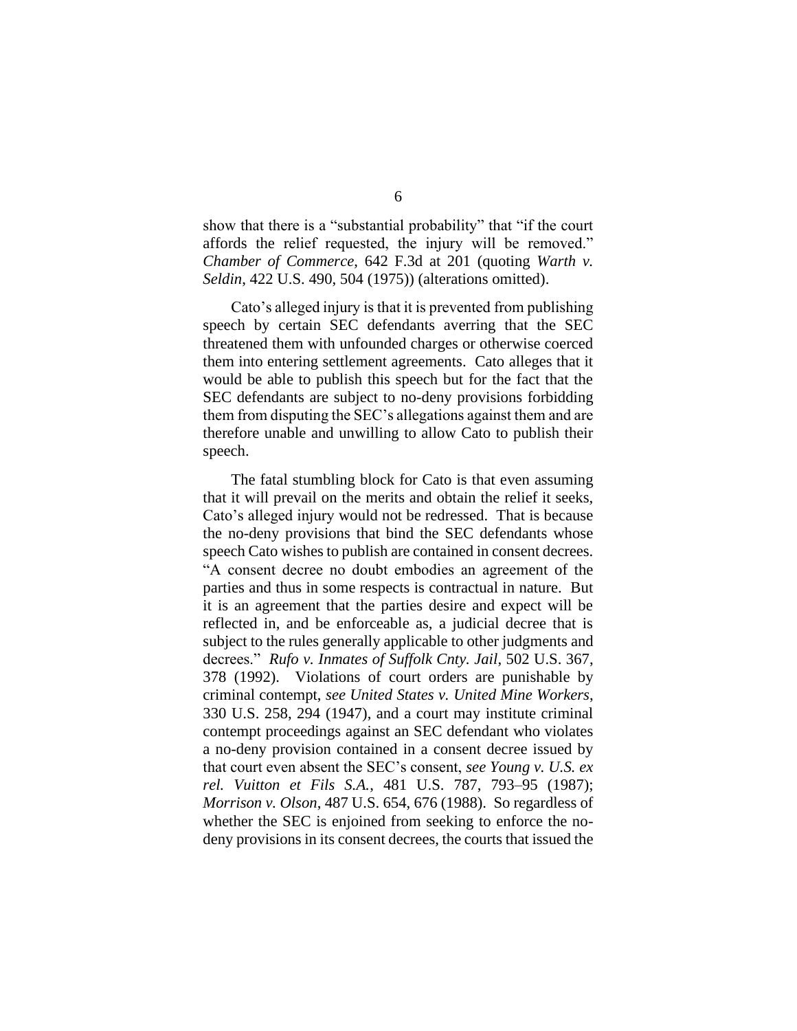show that there is a "substantial probability" that "if the court affords the relief requested, the injury will be removed." *Chamber of Commerce*, 642 F.3d at 201 (quoting *Warth v. Seldin*, 422 U.S. 490, 504 (1975)) (alterations omitted).

Cato's alleged injury is that it is prevented from publishing speech by certain SEC defendants averring that the SEC threatened them with unfounded charges or otherwise coerced them into entering settlement agreements. Cato alleges that it would be able to publish this speech but for the fact that the SEC defendants are subject to no-deny provisions forbidding them from disputing the SEC's allegations against them and are therefore unable and unwilling to allow Cato to publish their speech.

The fatal stumbling block for Cato is that even assuming that it will prevail on the merits and obtain the relief it seeks, Cato's alleged injury would not be redressed. That is because the no-deny provisions that bind the SEC defendants whose speech Cato wishes to publish are contained in consent decrees. "A consent decree no doubt embodies an agreement of the parties and thus in some respects is contractual in nature. But it is an agreement that the parties desire and expect will be reflected in, and be enforceable as, a judicial decree that is subject to the rules generally applicable to other judgments and decrees." *Rufo v. Inmates of Suffolk Cnty. Jail*, 502 U.S. 367, 378 (1992). Violations of court orders are punishable by criminal contempt, *see United States v. United Mine Workers*, 330 U.S. 258, 294 (1947), and a court may institute criminal contempt proceedings against an SEC defendant who violates a no-deny provision contained in a consent decree issued by that court even absent the SEC's consent, *see Young v. U.S. ex rel. Vuitton et Fils S.A.*, 481 U.S. 787, 793–95 (1987); *Morrison v. Olson*, 487 U.S. 654, 676 (1988). So regardless of whether the SEC is enjoined from seeking to enforce the no-deny provisions in its consent decrees, the courts that issued the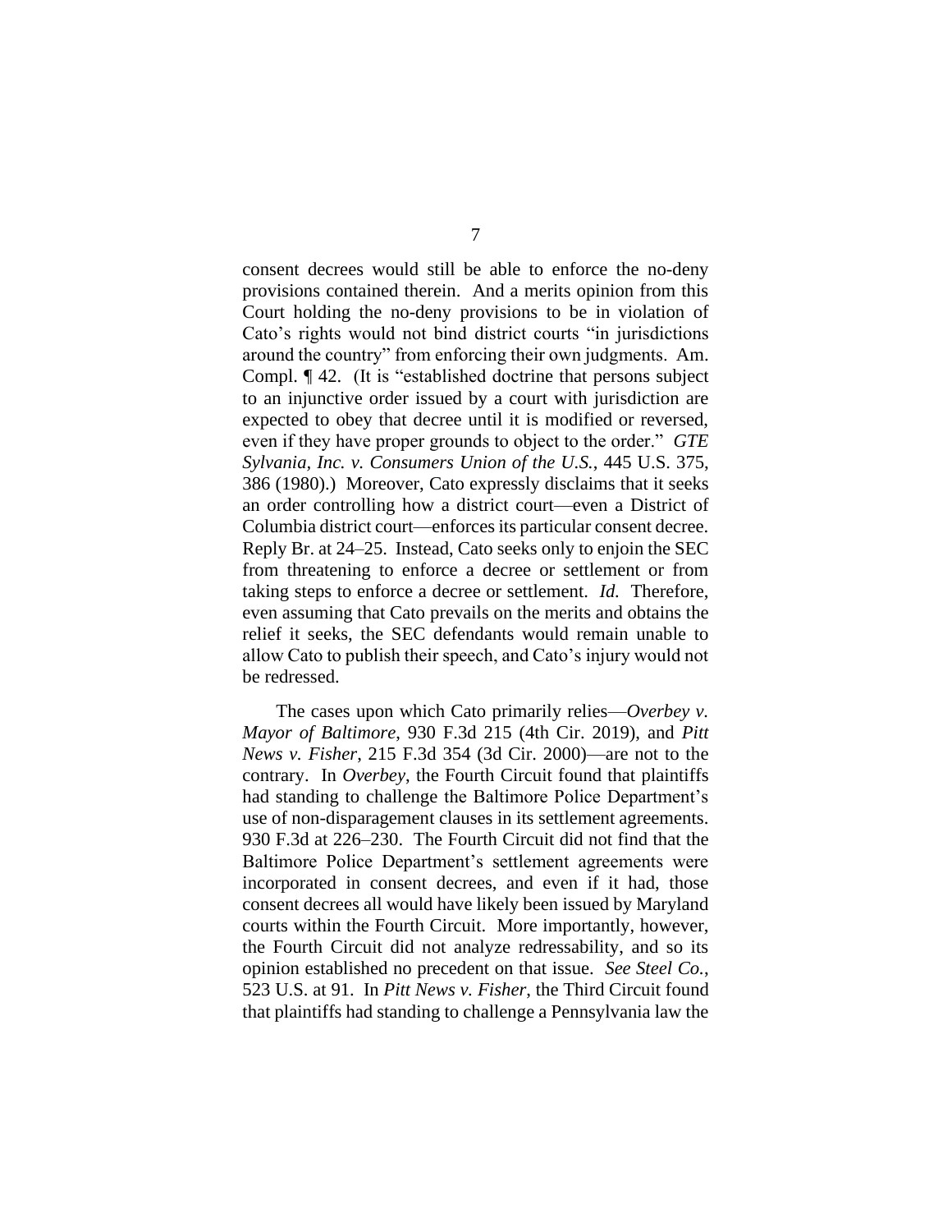consent decrees would still be able to enforce the no-deny provisions contained therein. And a merits opinion from this Court holding the no-deny provisions to be in violation of Cato's rights would not bind district courts "in jurisdictions around the country" from enforcing their own judgments. Am. Compl. ¶ 42. (It is "established doctrine that persons subject to an injunctive order issued by a court with jurisdiction are expected to obey that decree until it is modified or reversed, even if they have proper grounds to object to the order." *GTE Sylvania, Inc. v. Consumers Union of the U.S.*, 445 U.S. 375, 386 (1980).) Moreover, Cato expressly disclaims that it seeks an order controlling how a district court—even a District of Columbia district court—enforces its particular consent decree. Reply Br. at 24–25. Instead, Cato seeks only to enjoin the SEC from threatening to enforce a decree or settlement or from taking steps to enforce a decree or settlement. *Id.* Therefore, even assuming that Cato prevails on the merits and obtains the relief it seeks, the SEC defendants would remain unable to allow Cato to publish their speech, and Cato's injury would not be redressed.

The cases upon which Cato primarily relies—*Overbey v. Mayor of Baltimore*, 930 F.3d 215 (4th Cir. 2019), and *Pitt News v. Fisher*, 215 F.3d 354 (3d Cir. 2000)—are not to the contrary. In *Overbey*, the Fourth Circuit found that plaintiffs had standing to challenge the Baltimore Police Department's use of non-disparagement clauses in its settlement agreements. 930 F.3d at 226–230. The Fourth Circuit did not find that the Baltimore Police Department's settlement agreements were incorporated in consent decrees, and even if it had, those consent decrees all would have likely been issued by Maryland courts within the Fourth Circuit. More importantly, however, the Fourth Circuit did not analyze redressability, and so its opinion established no precedent on that issue. *See Steel Co.*, 523 U.S. at 91. In *Pitt News v. Fisher*, the Third Circuit found that plaintiffs had standing to challenge a Pennsylvania law the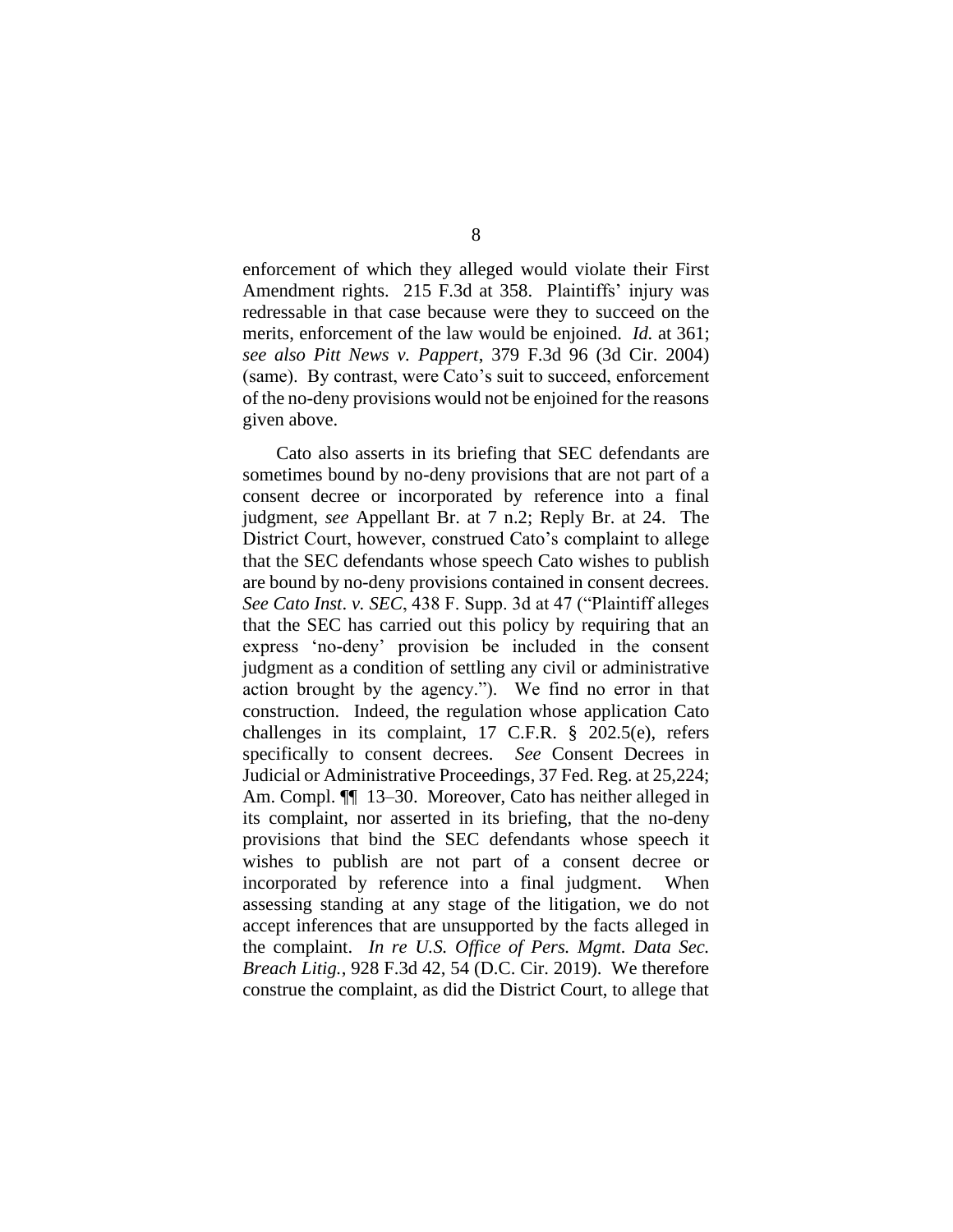enforcement of which they alleged would violate their First Amendment rights. 215 F.3d at 358. Plaintiffs' injury was redressable in that case because were they to succeed on the merits, enforcement of the law would be enjoined. *Id.* at 361; *see also Pitt News v. Pappert*, 379 F.3d 96 (3d Cir. 2004) (same). By contrast, were Cato's suit to succeed, enforcement of the no-deny provisions would not be enjoined for the reasons given above.

Cato also asserts in its briefing that SEC defendants are sometimes bound by no-deny provisions that are not part of a consent decree or incorporated by reference into a final judgment, *see* Appellant Br. at 7 n.2; Reply Br. at 24. The District Court, however, construed Cato's complaint to allege that the SEC defendants whose speech Cato wishes to publish are bound by no-deny provisions contained in consent decrees. *See Cato Inst. v. SEC*, 438 F. Supp. 3d at 47 ("Plaintiff alleges that the SEC has carried out this policy by requiring that an express 'no-deny' provision be included in the consent judgment as a condition of settling any civil or administrative action brought by the agency."). We find no error in that construction. Indeed, the regulation whose application Cato challenges in its complaint, 17 C.F.R. § 202.5(e), refers specifically to consent decrees. *See* Consent Decrees in Judicial or Administrative Proceedings, 37 Fed. Reg. at 25,224; Am. Compl. ¶¶ 13–30. Moreover, Cato has neither alleged in its complaint, nor asserted in its briefing, that the no-deny provisions that bind the SEC defendants whose speech it wishes to publish are not part of a consent decree or incorporated by reference into a final judgment. When assessing standing at any stage of the litigation, we do not accept inferences that are unsupported by the facts alleged in the complaint. *In re U.S. Office of Pers. Mgmt. Data Sec. Breach Litig.*, 928 F.3d 42, 54 (D.C. Cir. 2019). We therefore construe the complaint, as did the District Court, to allege that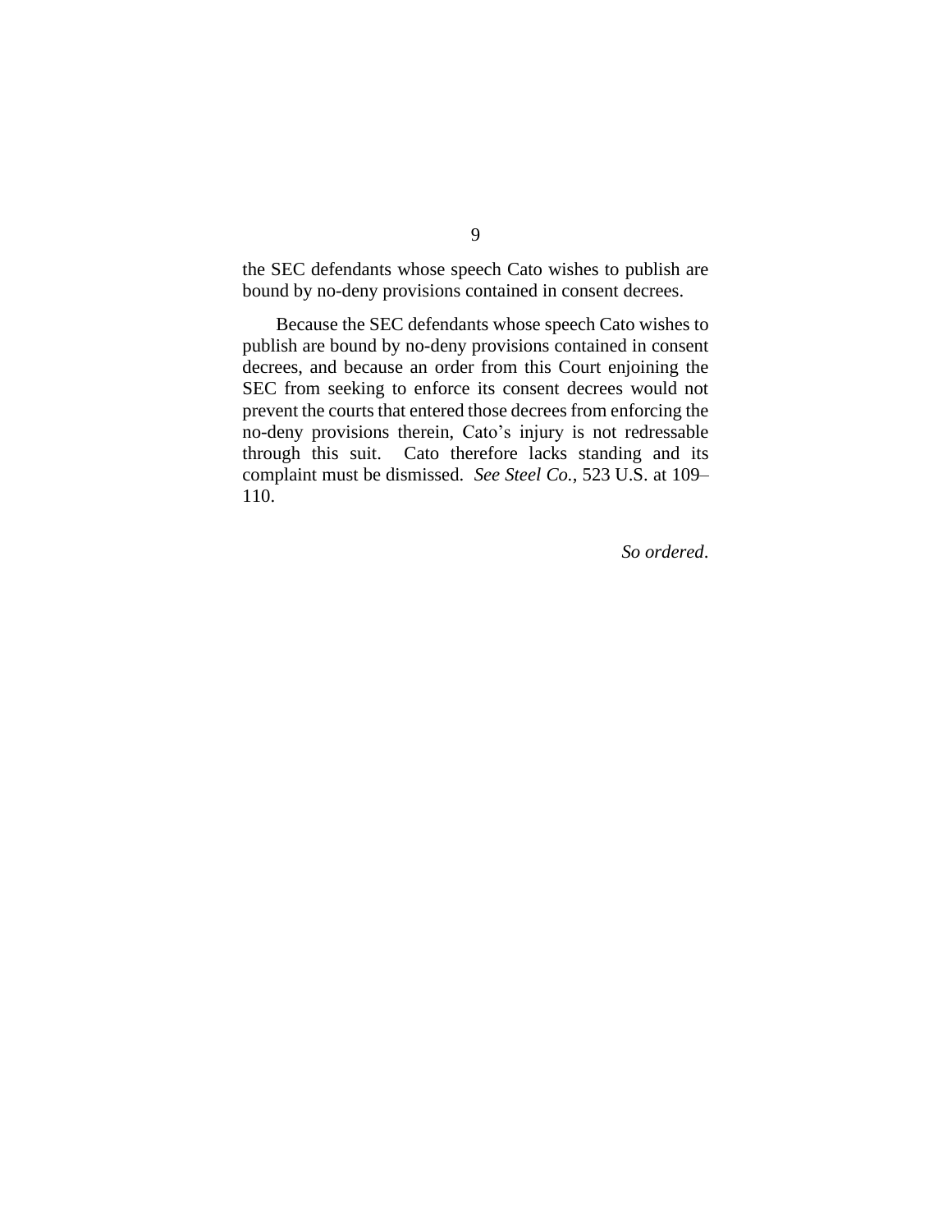the SEC defendants whose speech Cato wishes to publish are bound by no-deny provisions contained in consent decrees.

Because the SEC defendants whose speech Cato wishes to publish are bound by no-deny provisions contained in consent decrees, and because an order from this Court enjoining the SEC from seeking to enforce its consent decrees would not prevent the courts that entered those decrees from enforcing the no-deny provisions therein, Cato's injury is not redressable through this suit. Cato therefore lacks standing and its complaint must be dismissed. *See Steel Co.*, 523 U.S. at 109–110.

*So ordered*.